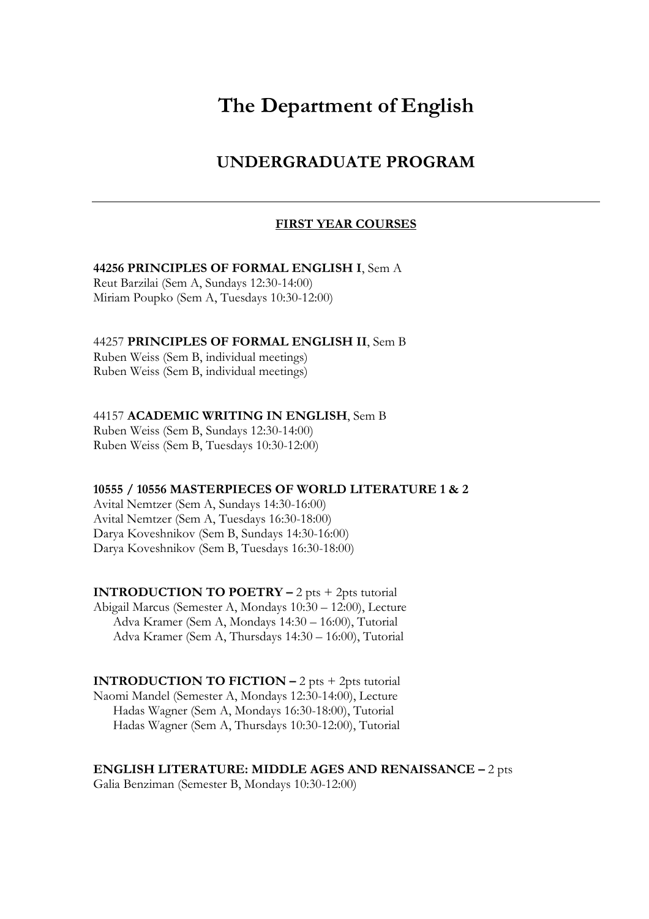# The Department of English

## UNDERGRADUATE PROGRAM

---

### FIRST YEAR COURSES

**44256 PRINCIPLES OF FORMAL ENGLISH I**, Sem A
Reut Barzilai (Sem A, Sundays 12:30-14:00)
Miriam Poupko (Sem A, Tuesdays 10:30-12:00)

44257 **PRINCIPLES OF FORMAL ENGLISH II**, Sem B
Ruben Weiss (Sem B, individual meetings)
Ruben Weiss (Sem B, individual meetings)

44157 **ACADEMIC WRITING IN ENGLISH**, Sem B
Ruben Weiss (Sem B, Sundays 12:30-14:00)
Ruben Weiss (Sem B, Tuesdays 10:30-12:00)

**10555 / 10556 MASTERPIECES OF WORLD LITERATURE 1 & 2**
Avital Nemtzer (Sem A, Sundays 14:30-16:00)
Avital Nemtzer (Sem A, Tuesdays 16:30-18:00)
Darya Koveshnikov (Sem B, Sundays 14:30-16:00)
Darya Koveshnikov (Sem B, Tuesdays 16:30-18:00)

**INTRODUCTION TO POETRY –** 2 pts + 2pts tutorial
Abigail Marcus (Semester A, Mondays 10:30 – 12:00), Lecture
Adva Kramer (Sem A, Mondays 14:30 – 16:00), Tutorial
Adva Kramer (Sem A, Thursdays 14:30 – 16:00), Tutorial

**INTRODUCTION TO FICTION –** 2 pts + 2pts tutorial
Naomi Mandel (Semester A, Mondays 12:30-14:00), Lecture
Hadas Wagner (Sem A, Mondays 16:30-18:00), Tutorial
Hadas Wagner (Sem A, Thursdays 10:30-12:00), Tutorial

**ENGLISH LITERATURE: MIDDLE AGES AND RENAISSANCE –** 2 pts
Galia Benziman (Semester B, Mondays 10:30-12:00)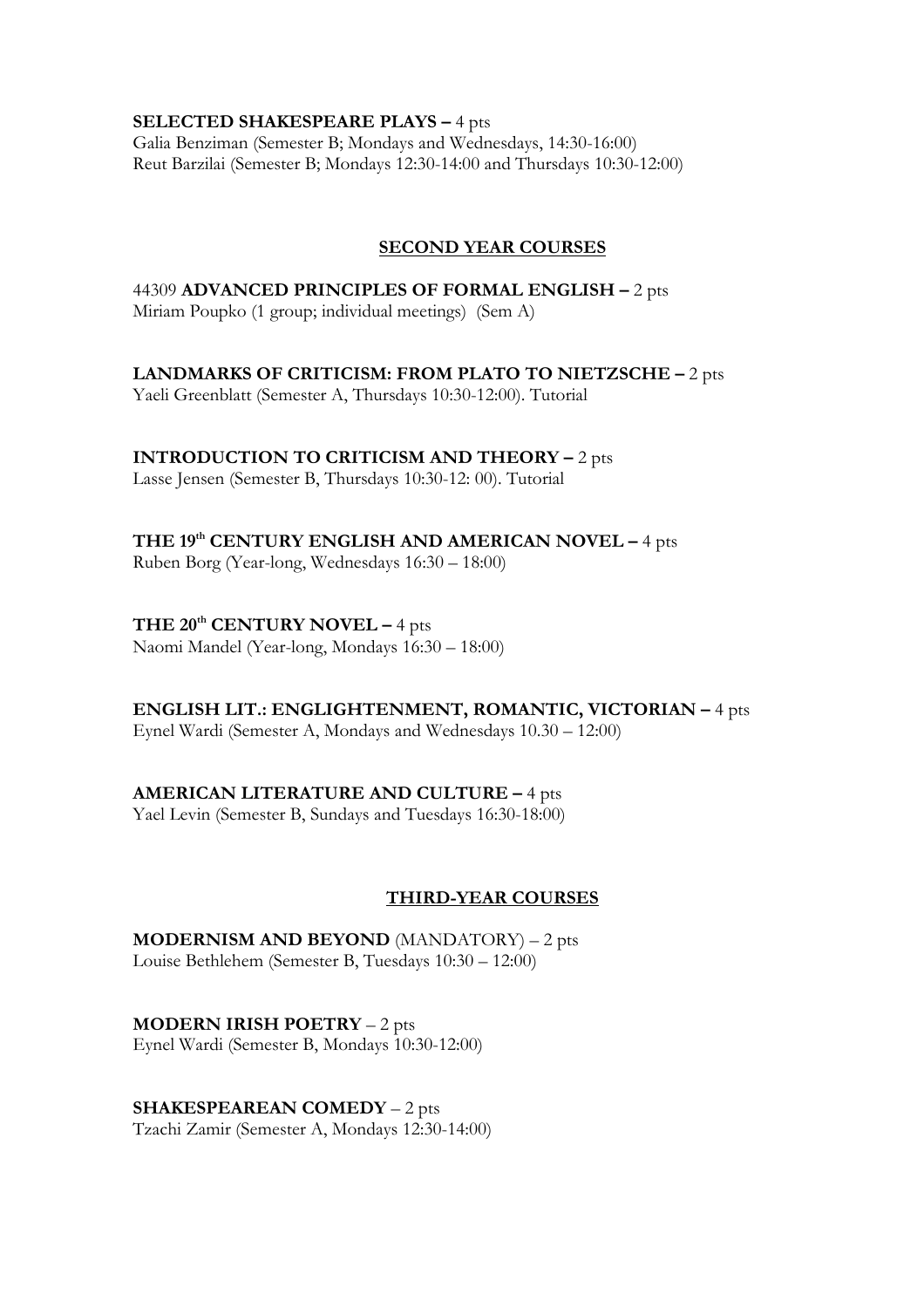**SELECTED SHAKESPEARE PLAYS –** 4 pts
Galia Benziman (Semester B; Mondays and Wednesdays, 14:30-16:00)
Reut Barzilai (Semester B; Mondays 12:30-14:00 and Thursdays 10:30-12:00)

## SECOND YEAR COURSES

44309 **ADVANCED PRINCIPLES OF FORMAL ENGLISH –** 2 pts
Miriam Poupko (1 group; individual meetings) (Sem A)

**LANDMARKS OF CRITICISM: FROM PLATO TO NIETZSCHE –** 2 pts
Yaeli Greenblatt (Semester A, Thursdays 10:30-12:00). Tutorial

**INTRODUCTION TO CRITICISM AND THEORY –** 2 pts
Lasse Jensen (Semester B, Thursdays 10:30-12: 00). Tutorial

**THE 19th CENTURY ENGLISH AND AMERICAN NOVEL –** 4 pts
Ruben Borg (Year-long, Wednesdays 16:30 – 18:00)

**THE 20th CENTURY NOVEL –** 4 pts
Naomi Mandel (Year-long, Mondays 16:30 – 18:00)

**ENGLISH LIT.: ENGLIGHTENMENT, ROMANTIC, VICTORIAN –** 4 pts
Eynel Wardi (Semester A, Mondays and Wednesdays 10.30 – 12:00)

**AMERICAN LITERATURE AND CULTURE –** 4 pts
Yael Levin (Semester B, Sundays and Tuesdays 16:30-18:00)

## THIRD-YEAR COURSES

**MODERNISM AND BEYOND** (MANDATORY) – 2 pts
Louise Bethlehem (Semester B, Tuesdays 10:30 – 12:00)

**MODERN IRISH POETRY** – 2 pts
Eynel Wardi (Semester B, Mondays 10:30-12:00)

**SHAKESPEAREAN COMEDY** – 2 pts
Tzachi Zamir (Semester A, Mondays 12:30-14:00)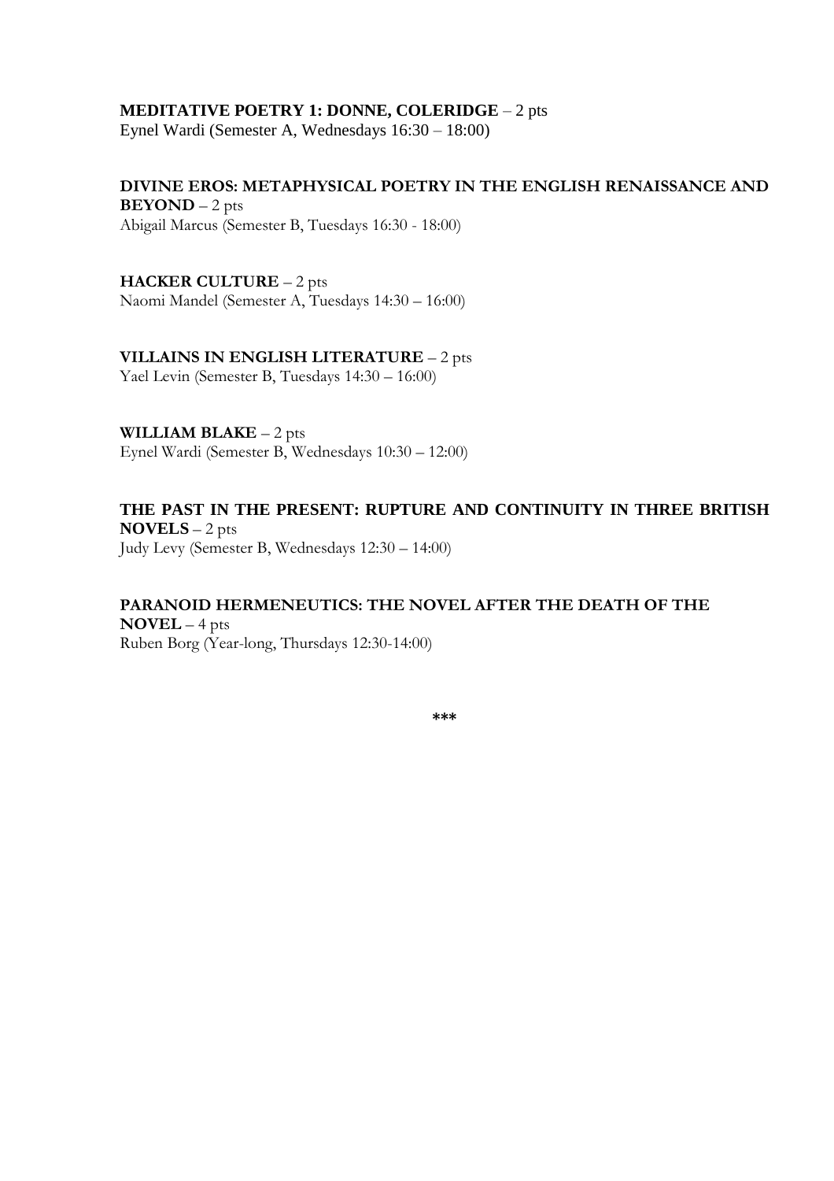**MEDITATIVE POETRY 1: DONNE, COLERIDGE** – 2 pts
Eynel Wardi (Semester A, Wednesdays 16:30 – 18:00)

**DIVINE EROS: METAPHYSICAL POETRY IN THE ENGLISH RENAISSANCE AND BEYOND** – 2 pts
Abigail Marcus (Semester B, Tuesdays 16:30 - 18:00)

**HACKER CULTURE** – 2 pts
Naomi Mandel (Semester A, Tuesdays 14:30 – 16:00)

**VILLAINS IN ENGLISH LITERATURE** – 2 pts
Yael Levin (Semester B, Tuesdays 14:30 – 16:00)

**WILLIAM BLAKE** – 2 pts
Eynel Wardi (Semester B, Wednesdays 10:30 – 12:00)

**THE PAST IN THE PRESENT: RUPTURE AND CONTINUITY IN THREE BRITISH NOVELS** – 2 pts
Judy Levy (Semester B, Wednesdays 12:30 – 14:00)

**PARANOID HERMENEUTICS: THE NOVEL AFTER THE DEATH OF THE NOVEL** – 4 pts
Ruben Borg (Year-long, Thursdays 12:30-14:00)

***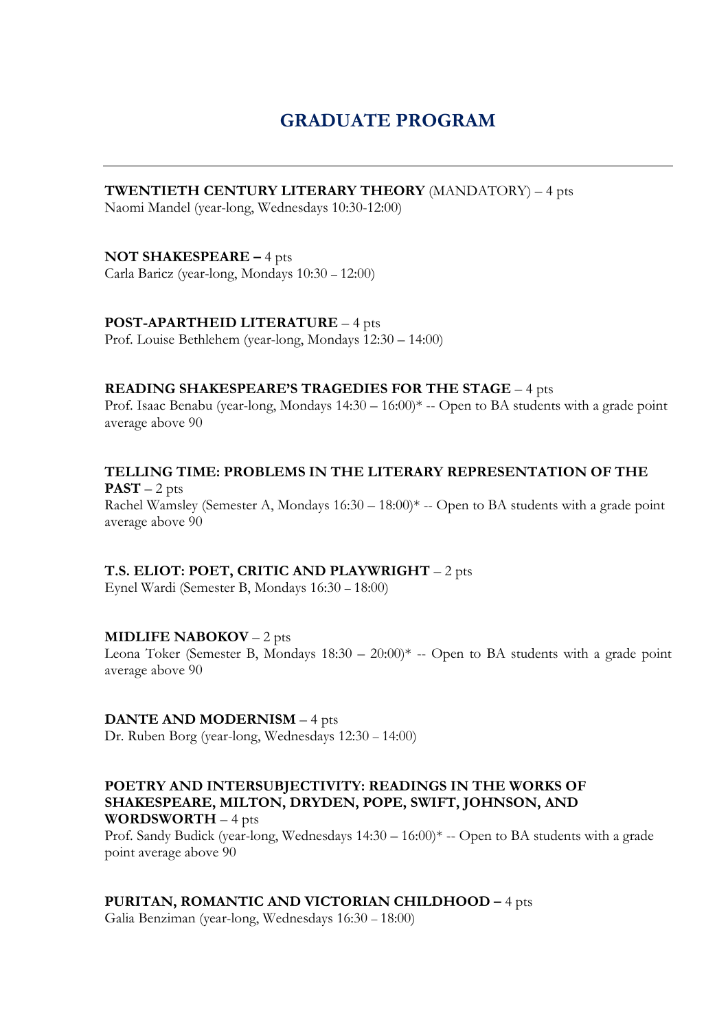# GRADUATE PROGRAM

---

**TWENTIETH CENTURY LITERARY THEORY** (MANDATORY) – 4 pts
Naomi Mandel (year-long, Wednesdays 10:30-12:00)

**NOT SHAKESPEARE –** 4 pts
Carla Baricz (year-long, Mondays 10:30 – 12:00)

**POST-APARTHEID LITERATURE** – 4 pts
Prof. Louise Bethlehem (year-long, Mondays 12:30 – 14:00)

**READING SHAKESPEARE'S TRAGEDIES FOR THE STAGE** – 4 pts
Prof. Isaac Benabu (year-long, Mondays 14:30 – 16:00)* -- Open to BA students with a grade point average above 90

**TELLING TIME: PROBLEMS IN THE LITERARY REPRESENTATION OF THE PAST** – 2 pts
Rachel Wamsley (Semester A, Mondays 16:30 – 18:00)* -- Open to BA students with a grade point average above 90

**T.S. ELIOT: POET, CRITIC AND PLAYWRIGHT** – 2 pts
Eynel Wardi (Semester B, Mondays 16:30 – 18:00)

**MIDLIFE NABOKOV** – 2 pts
Leona Toker (Semester B, Mondays 18:30 – 20:00)* -- Open to BA students with a grade point average above 90

**DANTE AND MODERNISM** – 4 pts
Dr. Ruben Borg (year-long, Wednesdays 12:30 – 14:00)

**POETRY AND INTERSUBJECTIVITY: READINGS IN THE WORKS OF SHAKESPEARE, MILTON, DRYDEN, POPE, SWIFT, JOHNSON, AND WORDSWORTH** – 4 pts
Prof. Sandy Budick (year-long, Wednesdays 14:30 – 16:00)* -- Open to BA students with a grade point average above 90

**PURITAN, ROMANTIC AND VICTORIAN CHILDHOOD –** 4 pts
Galia Benziman (year-long, Wednesdays 16:30 – 18:00)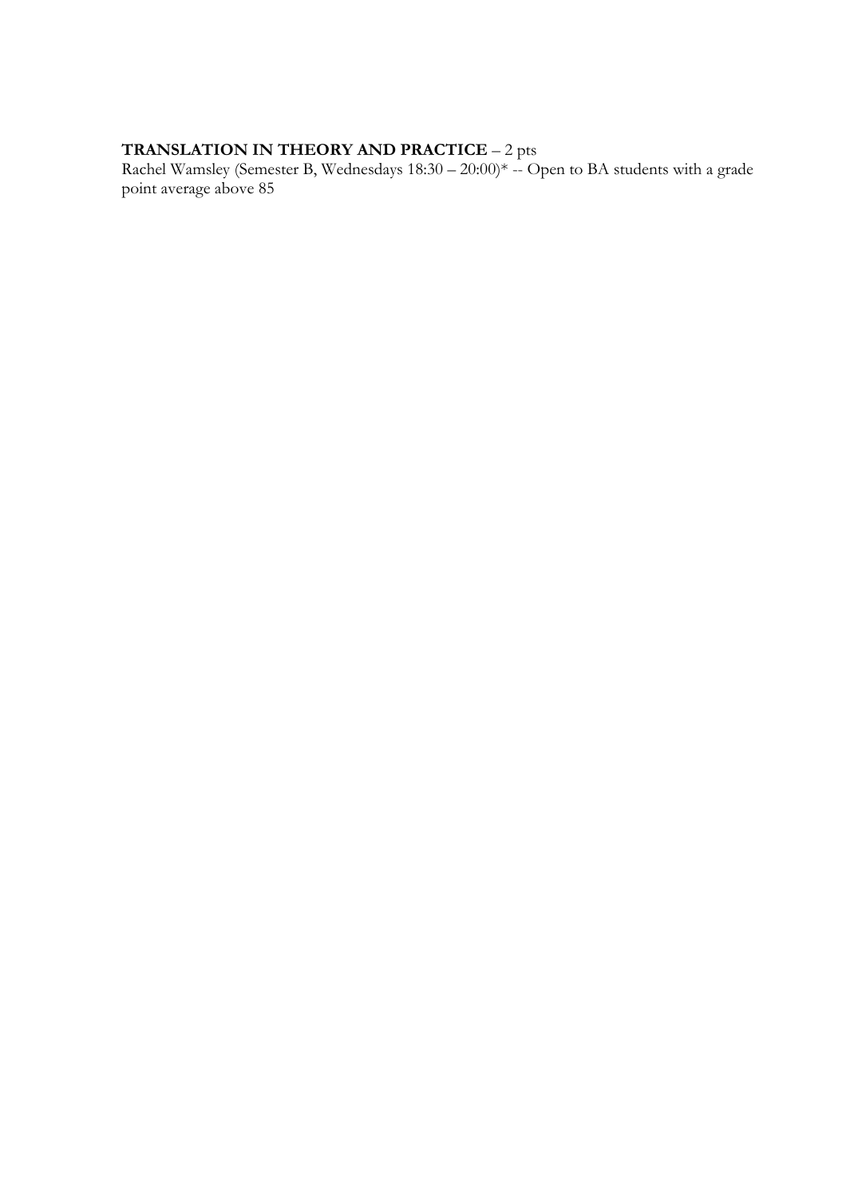**TRANSLATION IN THEORY AND PRACTICE** – 2 pts
Rachel Wamsley (Semester B, Wednesdays 18:30 – 20:00)* -- Open to BA students with a grade point average above 85